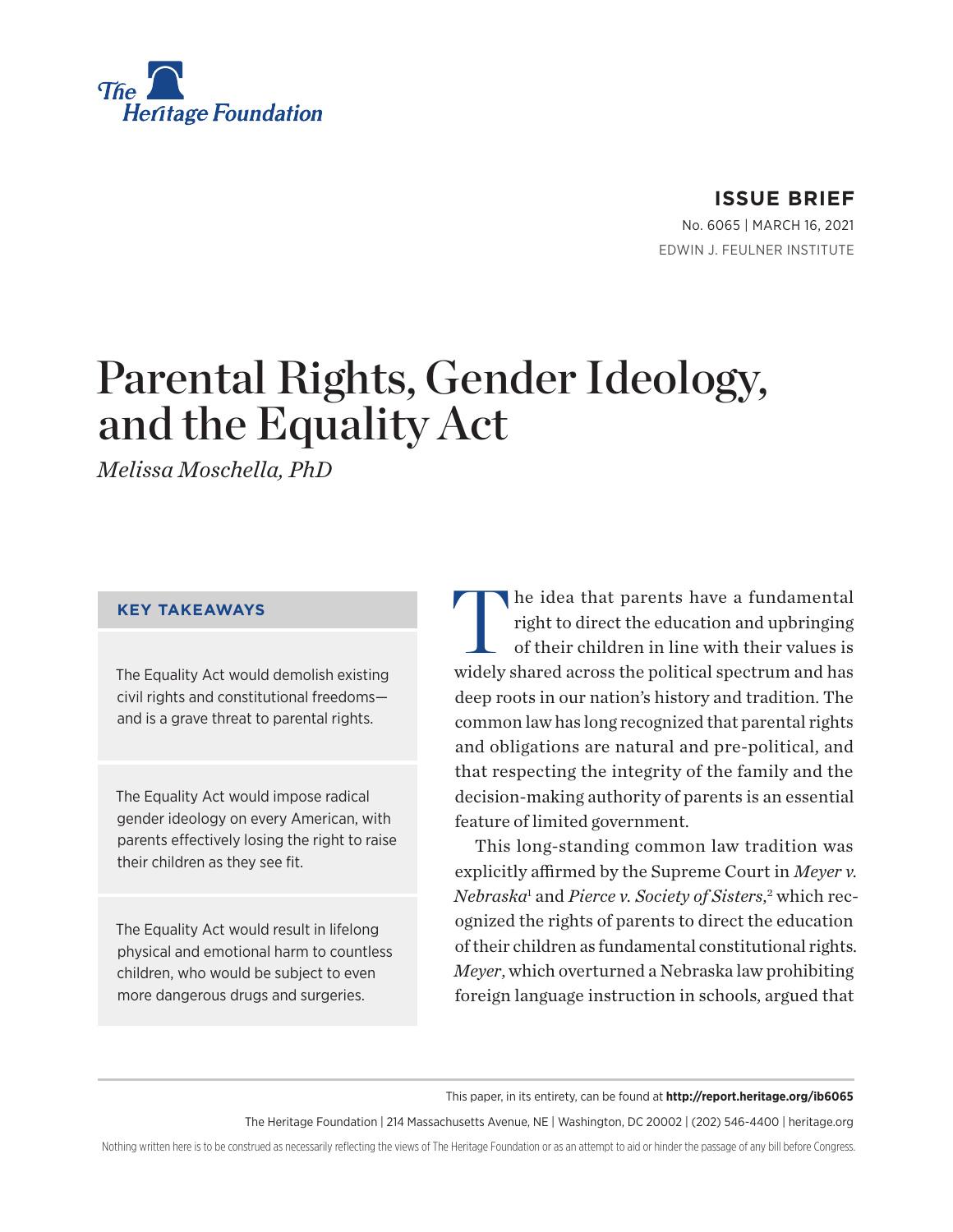The Heritage Foundation

**ISSUE BRIEF**

No. 6065 | MARCH 16, 2021

EDWIN J. FEULNER INSTITUTE

# Parental Rights, Gender Ideology, and the Equality Act

*Melissa Moschella, PhD*

**KEY TAKEAWAYS**

The Equality Act would demolish existing civil rights and constitutional freedoms—and is a grave threat to parental rights.

The Equality Act would impose radical gender ideology on every American, with parents effectively losing the right to raise their children as they see fit.

The Equality Act would result in lifelong physical and emotional harm to countless children, who would be subject to even more dangerous drugs and surgeries.

The idea that parents have a fundamental right to direct the education and upbringing of their children in line with their values is widely shared across the political spectrum and has deep roots in our nation's history and tradition. The common law has long recognized that parental rights and obligations are natural and pre-political, and that respecting the integrity of the family and the decision-making authority of parents is an essential feature of limited government.

This long-standing common law tradition was explicitly affirmed by the Supreme Court in *Meyer v. Nebraska*[1] and *Pierce v. Society of Sisters*,[2] which recognized the rights of parents to direct the education of their children as fundamental constitutional rights. *Meyer*, which overturned a Nebraska law prohibiting foreign language instruction in schools, argued that

This paper, in its entirety, can be found at **http://report.heritage.org/ib6065**

The Heritage Foundation | 214 Massachusetts Avenue, NE | Washington, DC 20002 | (202) 546-4400 | heritage.org

Nothing written here is to be construed as necessarily reflecting the views of The Heritage Foundation or as an attempt to aid or hinder the passage of any bill before Congress.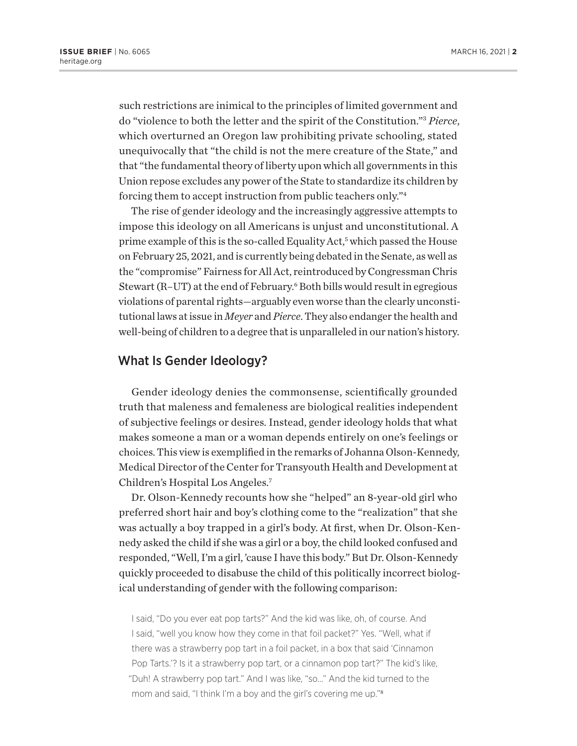such restrictions are inimical to the principles of limited government and do "violence to both the letter and the spirit of the Constitution."[3] *Pierce*, which overturned an Oregon law prohibiting private schooling, stated unequivocally that "the child is not the mere creature of the State," and that "the fundamental theory of liberty upon which all governments in this Union repose excludes any power of the State to standardize its children by forcing them to accept instruction from public teachers only."[4]

The rise of gender ideology and the increasingly aggressive attempts to impose this ideology on all Americans is unjust and unconstitutional. A prime example of this is the so-called Equality Act,[5] which passed the House on February 25, 2021, and is currently being debated in the Senate, as well as the "compromise" Fairness for All Act, reintroduced by Congressman Chris Stewart (R–UT) at the end of February.[6] Both bills would result in egregious violations of parental rights—arguably even worse than the clearly unconstitutional laws at issue in *Meyer* and *Pierce*. They also endanger the health and well-being of children to a degree that is unparalleled in our nation's history.

## What Is Gender Ideology?

Gender ideology denies the commonsense, scientifically grounded truth that maleness and femaleness are biological realities independent of subjective feelings or desires. Instead, gender ideology holds that what makes someone a man or a woman depends entirely on one's feelings or choices. This view is exemplified in the remarks of Johanna Olson-Kennedy, Medical Director of the Center for Transyouth Health and Development at Children's Hospital Los Angeles.[7]

Dr. Olson-Kennedy recounts how she "helped" an 8-year-old girl who preferred short hair and boy's clothing come to the "realization" that she was actually a boy trapped in a girl's body. At first, when Dr. Olson-Kennedy asked the child if she was a girl or a boy, the child looked confused and responded, "Well, I'm a girl, 'cause I have this body." But Dr. Olson-Kennedy quickly proceeded to disabuse the child of this politically incorrect biological understanding of gender with the following comparison:

> I said, "Do you ever eat pop tarts?" And the kid was like, oh, of course. And I said, "well you know how they come in that foil packet?" Yes. "Well, what if there was a strawberry pop tart in a foil packet, in a box that said 'Cinnamon Pop Tarts.'? Is it a strawberry pop tart, or a cinnamon pop tart?" The kid's like, "Duh! A strawberry pop tart." And I was like, "so..." And the kid turned to the mom and said, "I think I'm a boy and the girl's covering me up."[8]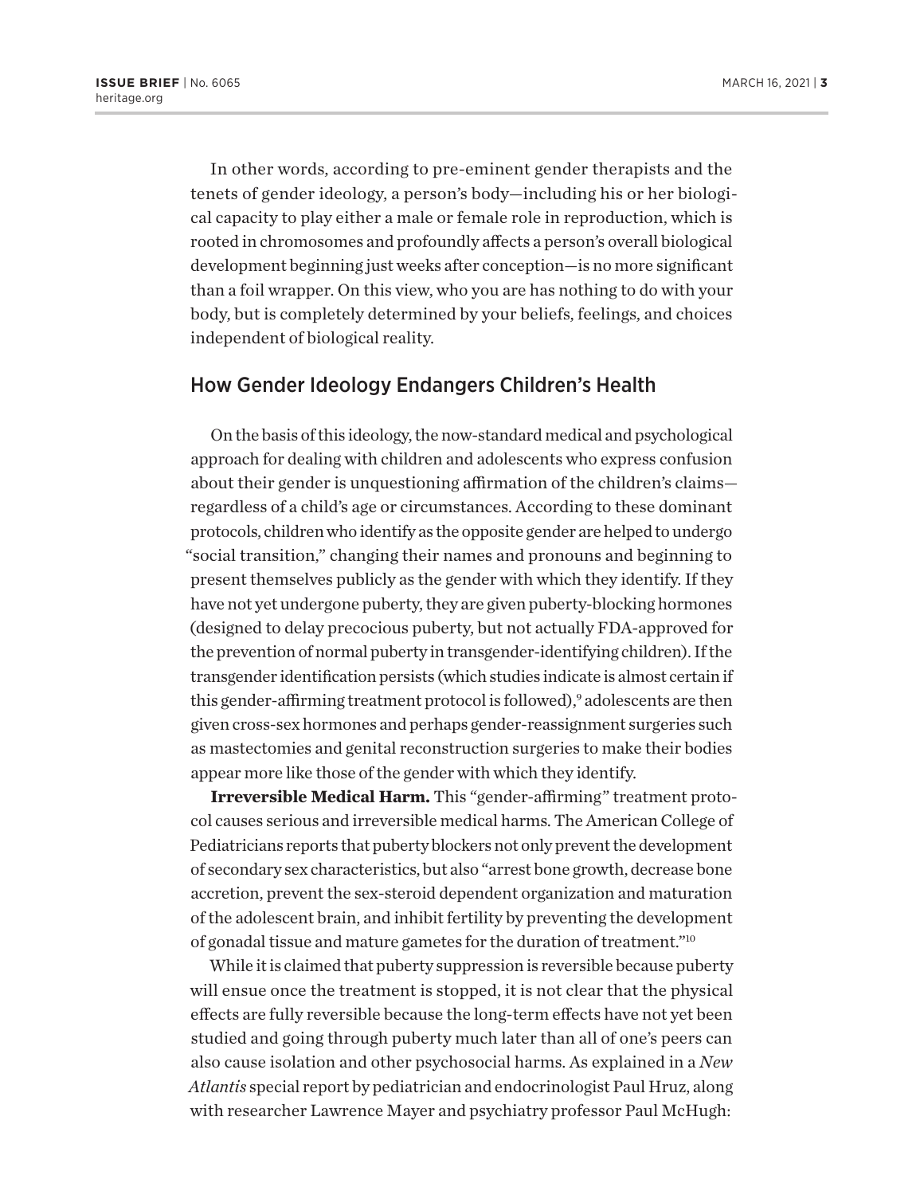In other words, according to pre-eminent gender therapists and the tenets of gender ideology, a person's body—including his or her biological capacity to play either a male or female role in reproduction, which is rooted in chromosomes and profoundly affects a person's overall biological development beginning just weeks after conception—is no more significant than a foil wrapper. On this view, who you are has nothing to do with your body, but is completely determined by your beliefs, feelings, and choices independent of biological reality.

## How Gender Ideology Endangers Children's Health

On the basis of this ideology, the now-standard medical and psychological approach for dealing with children and adolescents who express confusion about their gender is unquestioning affirmation of the children's claims—regardless of a child's age or circumstances. According to these dominant protocols, children who identify as the opposite gender are helped to undergo "social transition," changing their names and pronouns and beginning to present themselves publicly as the gender with which they identify. If they have not yet undergone puberty, they are given puberty-blocking hormones (designed to delay precocious puberty, but not actually FDA-approved for the prevention of normal puberty in transgender-identifying children). If the transgender identification persists (which studies indicate is almost certain if this gender-affirming treatment protocol is followed),[9] adolescents are then given cross-sex hormones and perhaps gender-reassignment surgeries such as mastectomies and genital reconstruction surgeries to make their bodies appear more like those of the gender with which they identify.

**Irreversible Medical Harm.** This "gender-affirming" treatment protocol causes serious and irreversible medical harms. The American College of Pediatricians reports that puberty blockers not only prevent the development of secondary sex characteristics, but also "arrest bone growth, decrease bone accretion, prevent the sex-steroid dependent organization and maturation of the adolescent brain, and inhibit fertility by preventing the development of gonadal tissue and mature gametes for the duration of treatment."[10]

While it is claimed that puberty suppression is reversible because puberty will ensue once the treatment is stopped, it is not clear that the physical effects are fully reversible because the long-term effects have not yet been studied and going through puberty much later than all of one's peers can also cause isolation and other psychosocial harms. As explained in a *New Atlantis* special report by pediatrician and endocrinologist Paul Hruz, along with researcher Lawrence Mayer and psychiatry professor Paul McHugh: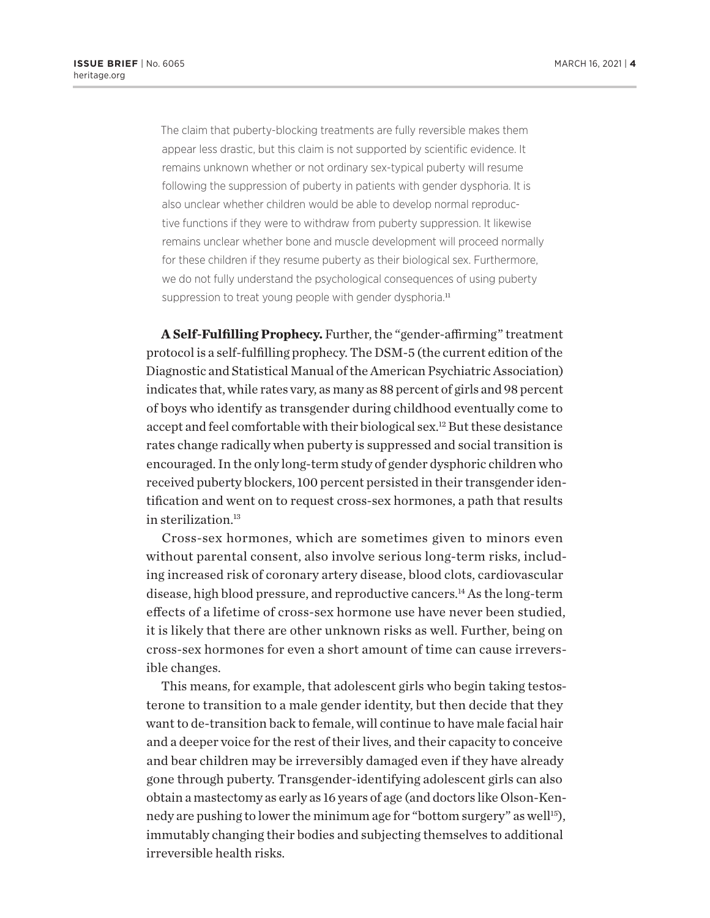> The claim that puberty-blocking treatments are fully reversible makes them appear less drastic, but this claim is not supported by scientific evidence. It remains unknown whether or not ordinary sex-typical puberty will resume following the suppression of puberty in patients with gender dysphoria. It is also unclear whether children would be able to develop normal reproductive functions if they were to withdraw from puberty suppression. It likewise remains unclear whether bone and muscle development will proceed normally for these children if they resume puberty as their biological sex. Furthermore, we do not fully understand the psychological consequences of using puberty suppression to treat young people with gender dysphoria.[11]

**A Self-Fulfilling Prophecy.** Further, the "gender-affirming" treatment protocol is a self-fulfilling prophecy. The DSM-5 (the current edition of the Diagnostic and Statistical Manual of the American Psychiatric Association) indicates that, while rates vary, as many as 88 percent of girls and 98 percent of boys who identify as transgender during childhood eventually come to accept and feel comfortable with their biological sex.[12] But these desistance rates change radically when puberty is suppressed and social transition is encouraged. In the only long-term study of gender dysphoric children who received puberty blockers, 100 percent persisted in their transgender identification and went on to request cross-sex hormones, a path that results in sterilization.[13]

Cross-sex hormones, which are sometimes given to minors even without parental consent, also involve serious long-term risks, including increased risk of coronary artery disease, blood clots, cardiovascular disease, high blood pressure, and reproductive cancers.[14] As the long-term effects of a lifetime of cross-sex hormone use have never been studied, it is likely that there are other unknown risks as well. Further, being on cross-sex hormones for even a short amount of time can cause irreversible changes.

This means, for example, that adolescent girls who begin taking testosterone to transition to a male gender identity, but then decide that they want to de-transition back to female, will continue to have male facial hair and a deeper voice for the rest of their lives, and their capacity to conceive and bear children may be irreversibly damaged even if they have already gone through puberty. Transgender-identifying adolescent girls can also obtain a mastectomy as early as 16 years of age (and doctors like Olson-Kennedy are pushing to lower the minimum age for "bottom surgery" as well[15]), immutably changing their bodies and subjecting themselves to additional irreversible health risks.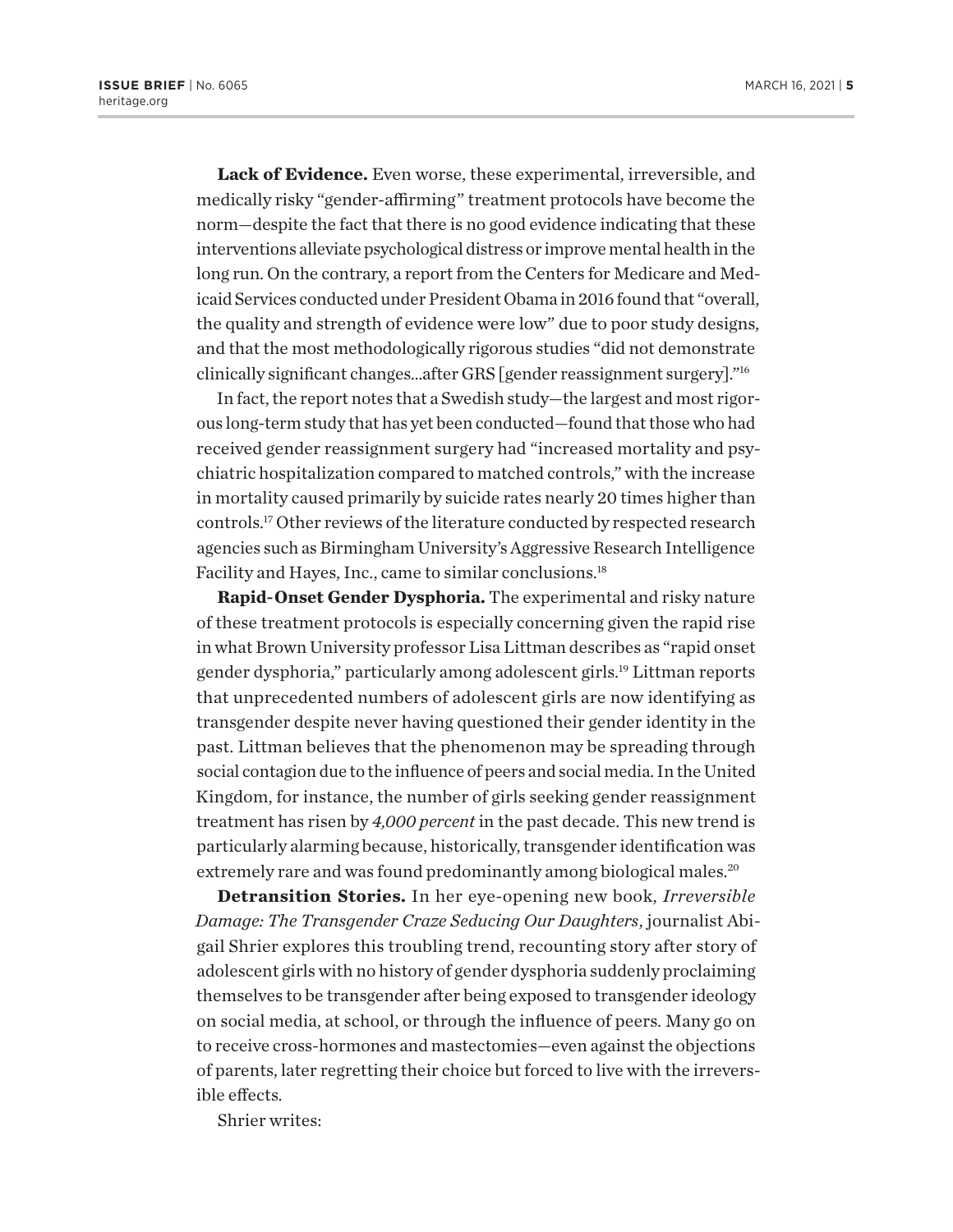**Lack of Evidence.** Even worse, these experimental, irreversible, and medically risky "gender-affirming" treatment protocols have become the norm—despite the fact that there is no good evidence indicating that these interventions alleviate psychological distress or improve mental health in the long run. On the contrary, a report from the Centers for Medicare and Medicaid Services conducted under President Obama in 2016 found that "overall, the quality and strength of evidence were low" due to poor study designs, and that the most methodologically rigorous studies "did not demonstrate clinically significant changes...after GRS [gender reassignment surgery]."[16]

In fact, the report notes that a Swedish study—the largest and most rigorous long-term study that has yet been conducted—found that those who had received gender reassignment surgery had "increased mortality and psychiatric hospitalization compared to matched controls," with the increase in mortality caused primarily by suicide rates nearly 20 times higher than controls.[17] Other reviews of the literature conducted by respected research agencies such as Birmingham University's Aggressive Research Intelligence Facility and Hayes, Inc., came to similar conclusions.[18]

**Rapid-Onset Gender Dysphoria.** The experimental and risky nature of these treatment protocols is especially concerning given the rapid rise in what Brown University professor Lisa Littman describes as "rapid onset gender dysphoria," particularly among adolescent girls.[19] Littman reports that unprecedented numbers of adolescent girls are now identifying as transgender despite never having questioned their gender identity in the past. Littman believes that the phenomenon may be spreading through social contagion due to the influence of peers and social media. In the United Kingdom, for instance, the number of girls seeking gender reassignment treatment has risen by *4,000 percent* in the past decade. This new trend is particularly alarming because, historically, transgender identification was extremely rare and was found predominantly among biological males.[20]

**Detransition Stories.** In her eye-opening new book, *Irreversible Damage: The Transgender Craze Seducing Our Daughters*, journalist Abigail Shrier explores this troubling trend, recounting story after story of adolescent girls with no history of gender dysphoria suddenly proclaiming themselves to be transgender after being exposed to transgender ideology on social media, at school, or through the influence of peers. Many go on to receive cross-hormones and mastectomies—even against the objections of parents, later regretting their choice but forced to live with the irreversible effects.

Shrier writes: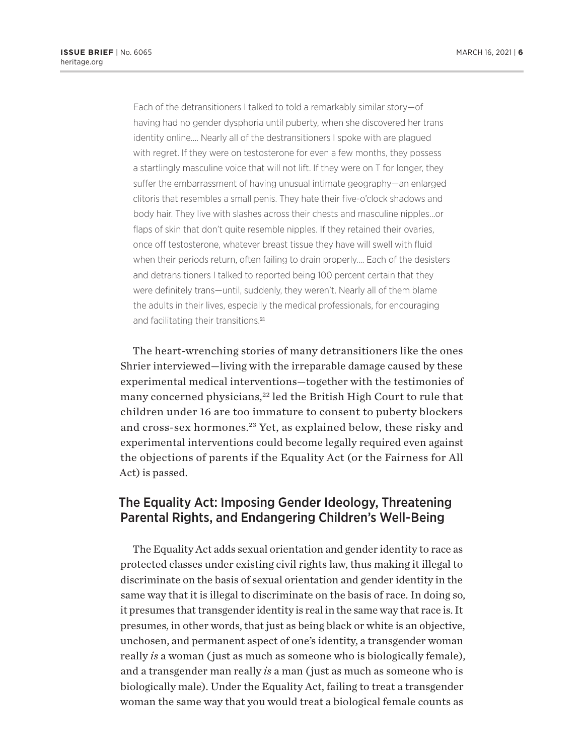> Each of the detransitioners I talked to told a remarkably similar story—of having had no gender dysphoria until puberty, when she discovered her trans identity online.... Nearly all of the destransitioners I spoke with are plagued with regret. If they were on testosterone for even a few months, they possess a startlingly masculine voice that will not lift. If they were on T for longer, they suffer the embarrassment of having unusual intimate geography—an enlarged clitoris that resembles a small penis. They hate their five-o'clock shadows and body hair. They live with slashes across their chests and masculine nipples...or flaps of skin that don't quite resemble nipples. If they retained their ovaries, once off testosterone, whatever breast tissue they have will swell with fluid when their periods return, often failing to drain properly.... Each of the desisters and detransitioners I talked to reported being 100 percent certain that they were definitely trans—until, suddenly, they weren't. Nearly all of them blame the adults in their lives, especially the medical professionals, for encouraging and facilitating their transitions.[21]

The heart-wrenching stories of many detransitioners like the ones Shrier interviewed—living with the irreparable damage caused by these experimental medical interventions—together with the testimonies of many concerned physicians,[22] led the British High Court to rule that children under 16 are too immature to consent to puberty blockers and cross-sex hormones.[23] Yet, as explained below, these risky and experimental interventions could become legally required even against the objections of parents if the Equality Act (or the Fairness for All Act) is passed.

## The Equality Act: Imposing Gender Ideology, Threatening Parental Rights, and Endangering Children's Well-Being

The Equality Act adds sexual orientation and gender identity to race as protected classes under existing civil rights law, thus making it illegal to discriminate on the basis of sexual orientation and gender identity in the same way that it is illegal to discriminate on the basis of race. In doing so, it presumes that transgender identity is real in the same way that race is. It presumes, in other words, that just as being black or white is an objective, unchosen, and permanent aspect of one's identity, a transgender woman really *is* a woman (just as much as someone who is biologically female), and a transgender man really *is* a man (just as much as someone who is biologically male). Under the Equality Act, failing to treat a transgender woman the same way that you would treat a biological female counts as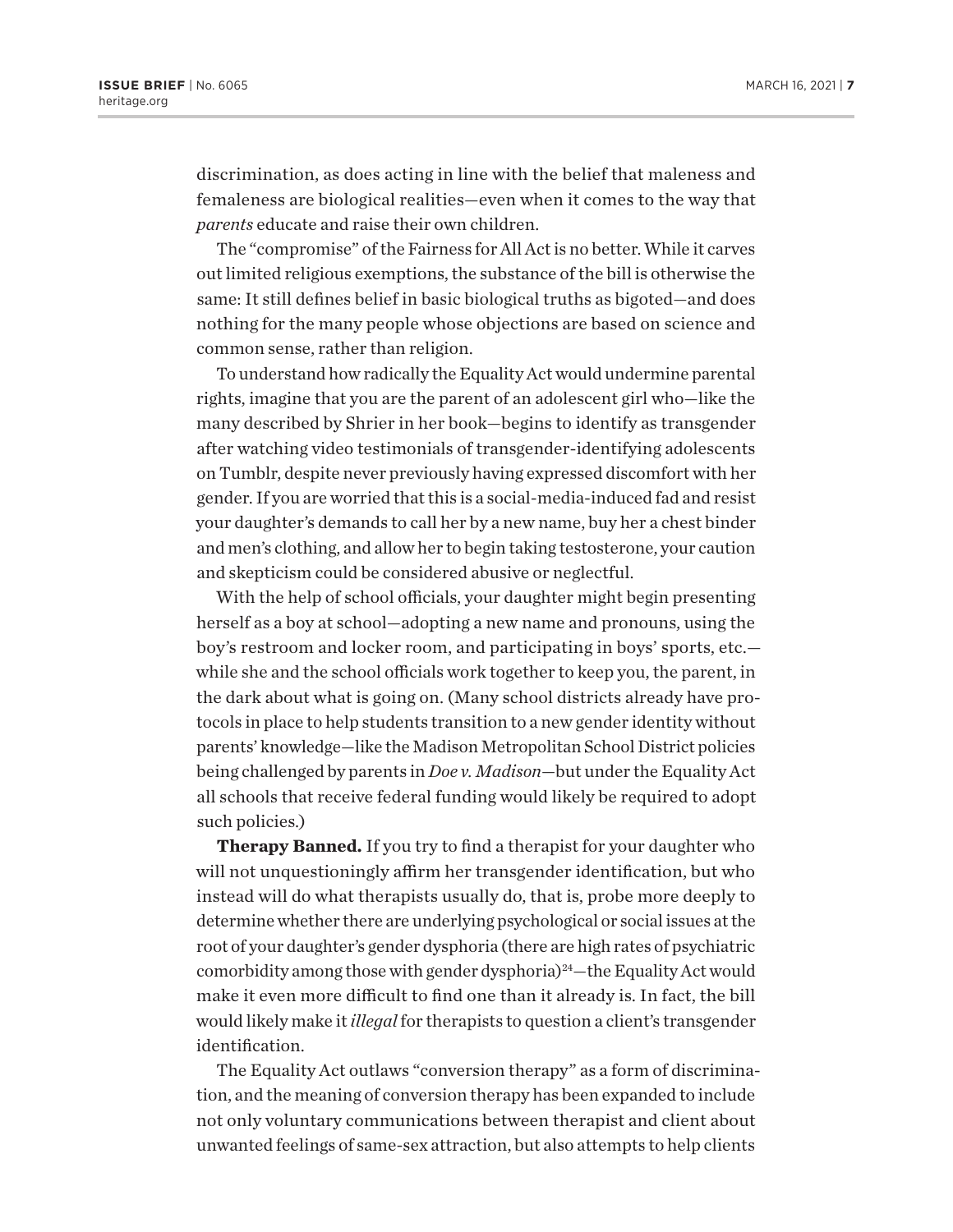discrimination, as does acting in line with the belief that maleness and femaleness are biological realities—even when it comes to the way that *parents* educate and raise their own children.

The "compromise" of the Fairness for All Act is no better. While it carves out limited religious exemptions, the substance of the bill is otherwise the same: It still defines belief in basic biological truths as bigoted—and does nothing for the many people whose objections are based on science and common sense, rather than religion.

To understand how radically the Equality Act would undermine parental rights, imagine that you are the parent of an adolescent girl who—like the many described by Shrier in her book—begins to identify as transgender after watching video testimonials of transgender-identifying adolescents on Tumblr, despite never previously having expressed discomfort with her gender. If you are worried that this is a social-media-induced fad and resist your daughter's demands to call her by a new name, buy her a chest binder and men's clothing, and allow her to begin taking testosterone, your caution and skepticism could be considered abusive or neglectful.

With the help of school officials, your daughter might begin presenting herself as a boy at school—adopting a new name and pronouns, using the boy's restroom and locker room, and participating in boys' sports, etc.—while she and the school officials work together to keep you, the parent, in the dark about what is going on. (Many school districts already have protocols in place to help students transition to a new gender identity without parents' knowledge—like the Madison Metropolitan School District policies being challenged by parents in *Doe v. Madison*—but under the Equality Act all schools that receive federal funding would likely be required to adopt such policies.)

**Therapy Banned.** If you try to find a therapist for your daughter who will not unquestioningly affirm her transgender identification, but who instead will do what therapists usually do, that is, probe more deeply to determine whether there are underlying psychological or social issues at the root of your daughter's gender dysphoria (there are high rates of psychiatric comorbidity among those with gender dysphoria)[24]—the Equality Act would make it even more difficult to find one than it already is. In fact, the bill would likely make it *illegal* for therapists to question a client's transgender identification.

The Equality Act outlaws "conversion therapy" as a form of discrimination, and the meaning of conversion therapy has been expanded to include not only voluntary communications between therapist and client about unwanted feelings of same-sex attraction, but also attempts to help clients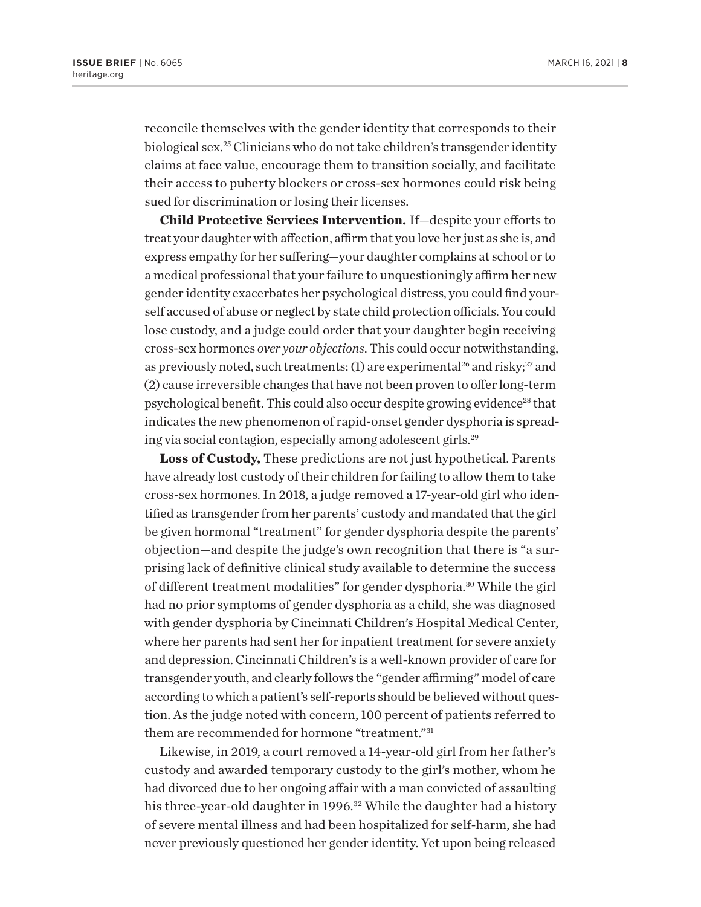reconcile themselves with the gender identity that corresponds to their biological sex.[25] Clinicians who do not take children's transgender identity claims at face value, encourage them to transition socially, and facilitate their access to puberty blockers or cross-sex hormones could risk being sued for discrimination or losing their licenses.

**Child Protective Services Intervention.** If—despite your efforts to treat your daughter with affection, affirm that you love her just as she is, and express empathy for her suffering—your daughter complains at school or to a medical professional that your failure to unquestioningly affirm her new gender identity exacerbates her psychological distress, you could find yourself accused of abuse or neglect by state child protection officials. You could lose custody, and a judge could order that your daughter begin receiving cross-sex hormones *over your objections*. This could occur notwithstanding, as previously noted, such treatments: (1) are experimental[26] and risky;[27] and (2) cause irreversible changes that have not been proven to offer long-term psychological benefit. This could also occur despite growing evidence[28] that indicates the new phenomenon of rapid-onset gender dysphoria is spreading via social contagion, especially among adolescent girls.[29]

**Loss of Custody,** These predictions are not just hypothetical. Parents have already lost custody of their children for failing to allow them to take cross-sex hormones. In 2018, a judge removed a 17-year-old girl who identified as transgender from her parents' custody and mandated that the girl be given hormonal "treatment" for gender dysphoria despite the parents' objection—and despite the judge's own recognition that there is "a surprising lack of definitive clinical study available to determine the success of different treatment modalities" for gender dysphoria.[30] While the girl had no prior symptoms of gender dysphoria as a child, she was diagnosed with gender dysphoria by Cincinnati Children's Hospital Medical Center, where her parents had sent her for inpatient treatment for severe anxiety and depression. Cincinnati Children's is a well-known provider of care for transgender youth, and clearly follows the "gender affirming" model of care according to which a patient's self-reports should be believed without question. As the judge noted with concern, 100 percent of patients referred to them are recommended for hormone "treatment."[31]

Likewise, in 2019, a court removed a 14-year-old girl from her father's custody and awarded temporary custody to the girl's mother, whom he had divorced due to her ongoing affair with a man convicted of assaulting his three-year-old daughter in 1996.[32] While the daughter had a history of severe mental illness and had been hospitalized for self-harm, she had never previously questioned her gender identity. Yet upon being released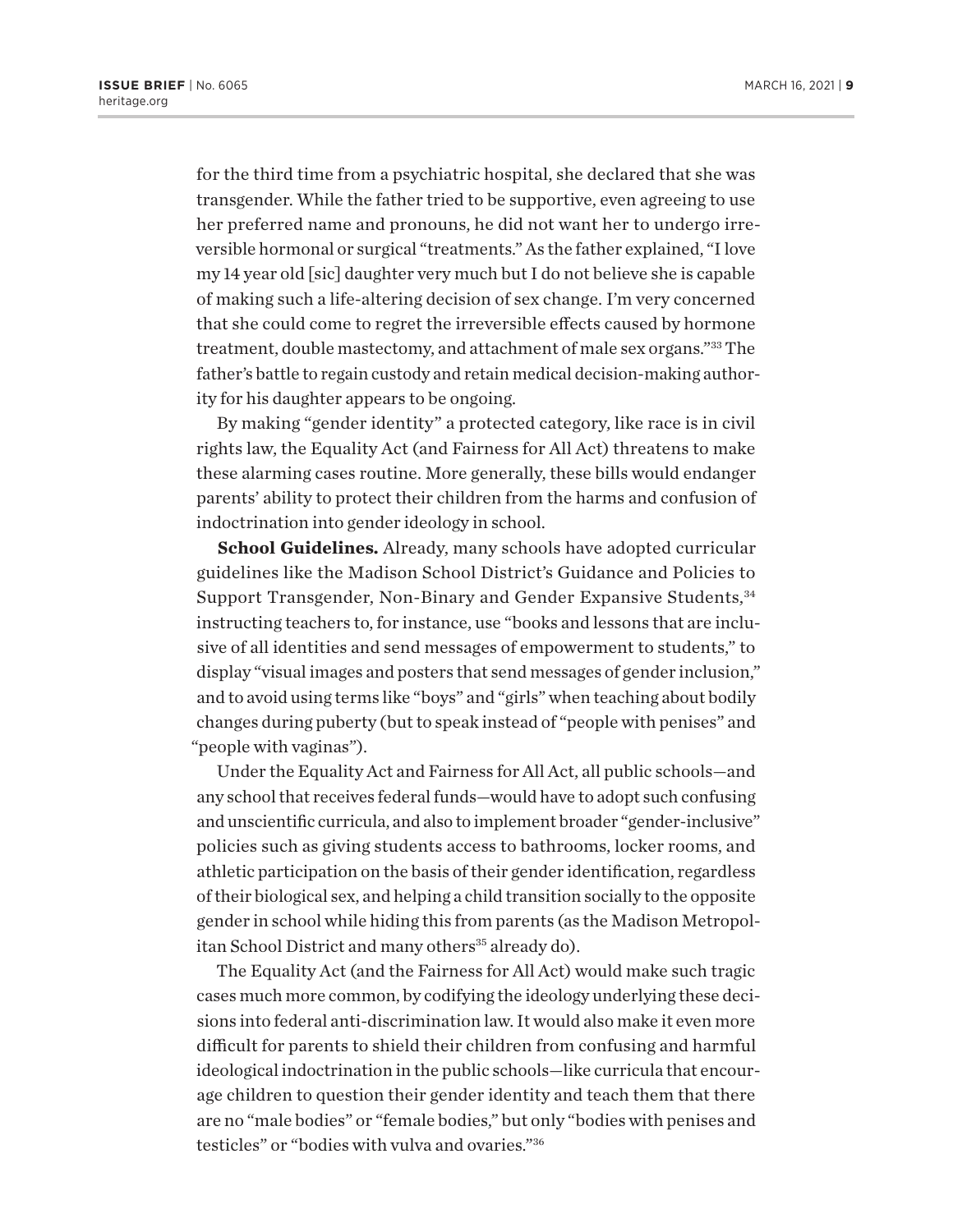for the third time from a psychiatric hospital, she declared that she was transgender. While the father tried to be supportive, even agreeing to use her preferred name and pronouns, he did not want her to undergo irreversible hormonal or surgical "treatments." As the father explained, "I love my 14 year old [sic] daughter very much but I do not believe she is capable of making such a life-altering decision of sex change. I'm very concerned that she could come to regret the irreversible effects caused by hormone treatment, double mastectomy, and attachment of male sex organs."[33] The father's battle to regain custody and retain medical decision-making authority for his daughter appears to be ongoing.

By making "gender identity" a protected category, like race is in civil rights law, the Equality Act (and Fairness for All Act) threatens to make these alarming cases routine. More generally, these bills would endanger parents' ability to protect their children from the harms and confusion of indoctrination into gender ideology in school.

**School Guidelines.** Already, many schools have adopted curricular guidelines like the Madison School District's Guidance and Policies to Support Transgender, Non-Binary and Gender Expansive Students,[34] instructing teachers to, for instance, use "books and lessons that are inclusive of all identities and send messages of empowerment to students," to display "visual images and posters that send messages of gender inclusion," and to avoid using terms like "boys" and "girls" when teaching about bodily changes during puberty (but to speak instead of "people with penises" and "people with vaginas").

Under the Equality Act and Fairness for All Act, all public schools—and any school that receives federal funds—would have to adopt such confusing and unscientific curricula, and also to implement broader "gender-inclusive" policies such as giving students access to bathrooms, locker rooms, and athletic participation on the basis of their gender identification, regardless of their biological sex, and helping a child transition socially to the opposite gender in school while hiding this from parents (as the Madison Metropolitan School District and many others[35] already do).

The Equality Act (and the Fairness for All Act) would make such tragic cases much more common, by codifying the ideology underlying these decisions into federal anti-discrimination law. It would also make it even more difficult for parents to shield their children from confusing and harmful ideological indoctrination in the public schools—like curricula that encourage children to question their gender identity and teach them that there are no "male bodies" or "female bodies," but only "bodies with penises and testicles" or "bodies with vulva and ovaries."[36]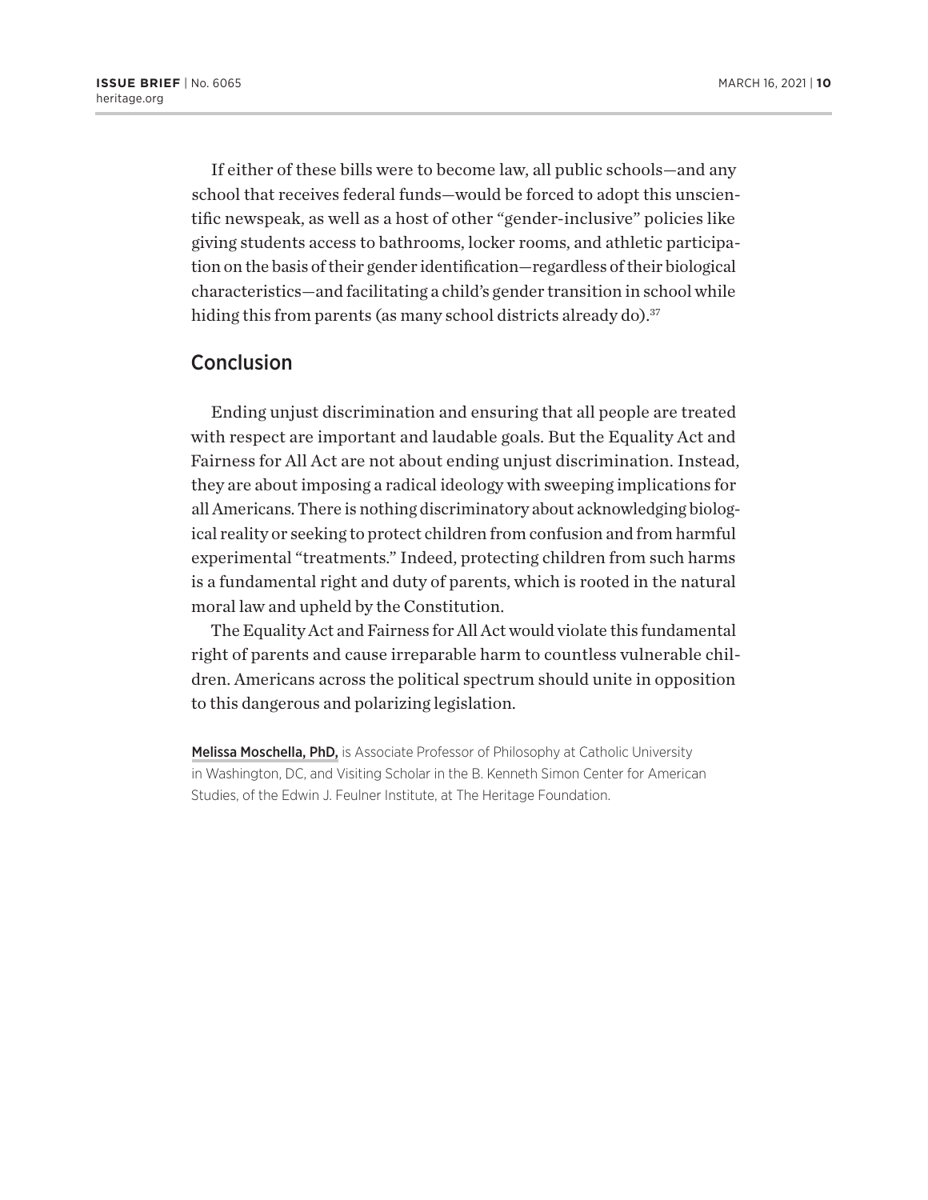If either of these bills were to become law, all public schools—and any school that receives federal funds—would be forced to adopt this unscientific newspeak, as well as a host of other "gender-inclusive" policies like giving students access to bathrooms, locker rooms, and athletic participation on the basis of their gender identification—regardless of their biological characteristics—and facilitating a child's gender transition in school while hiding this from parents (as many school districts already do).[37]

## Conclusion

Ending unjust discrimination and ensuring that all people are treated with respect are important and laudable goals. But the Equality Act and Fairness for All Act are not about ending unjust discrimination. Instead, they are about imposing a radical ideology with sweeping implications for all Americans. There is nothing discriminatory about acknowledging biological reality or seeking to protect children from confusion and from harmful experimental "treatments." Indeed, protecting children from such harms is a fundamental right and duty of parents, which is rooted in the natural moral law and upheld by the Constitution.

The Equality Act and Fairness for All Act would violate this fundamental right of parents and cause irreparable harm to countless vulnerable children. Americans across the political spectrum should unite in opposition to this dangerous and polarizing legislation.

**Melissa Moschella, PhD,** is Associate Professor of Philosophy at Catholic University in Washington, DC, and Visiting Scholar in the B. Kenneth Simon Center for American Studies, of the Edwin J. Feulner Institute, at The Heritage Foundation.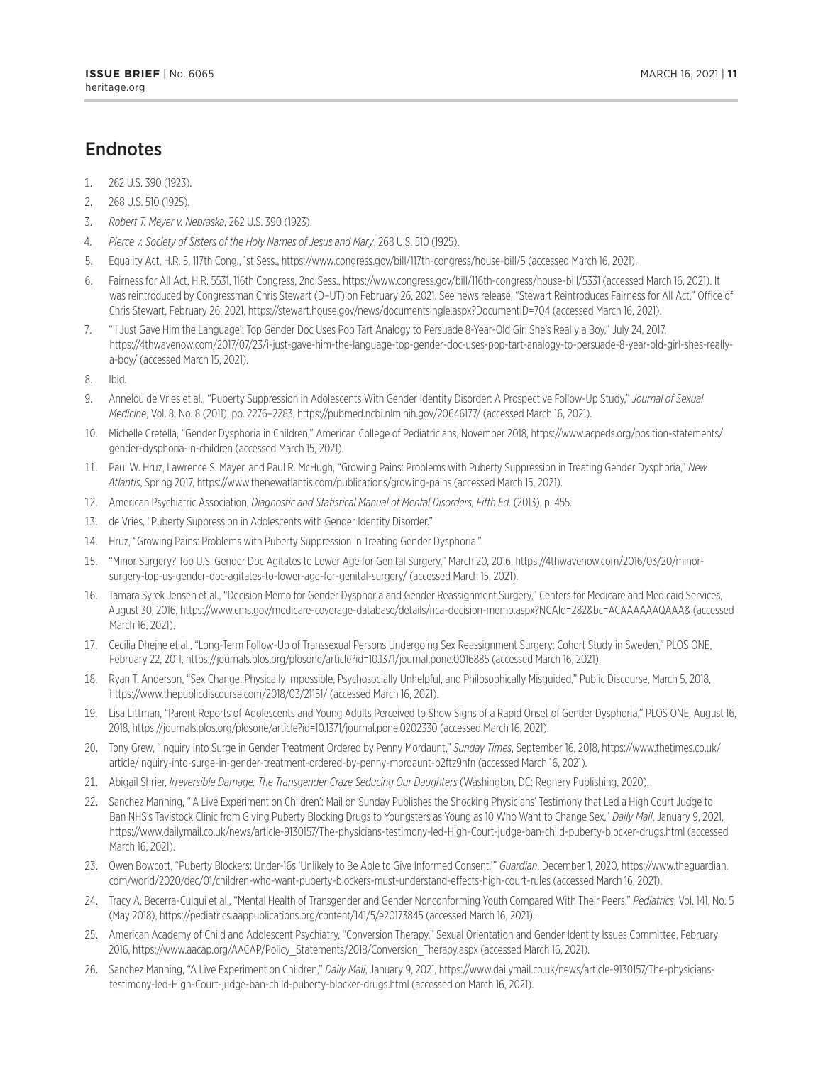## Endnotes

1. 262 U.S. 390 (1923).
2. 268 U.S. 510 (1925).
3. *Robert T. Meyer v. Nebraska*, 262 U.S. 390 (1923).
4. *Pierce v. Society of Sisters of the Holy Names of Jesus and Mary*, 268 U.S. 510 (1925).
5. Equality Act, H.R. 5, 117th Cong., 1st Sess., https://www.congress.gov/bill/117th-congress/house-bill/5 (accessed March 16, 2021).
6. Fairness for All Act, H.R. 5531, 116th Congress, 2nd Sess., https://www.congress.gov/bill/116th-congress/house-bill/5331 (accessed March 16, 2021). It was reintroduced by Congressman Chris Stewart (D–UT) on February 26, 2021. See news release, "Stewart Reintroduces Fairness for All Act," Office of Chris Stewart, February 26, 2021, https://stewart.house.gov/news/documentsingle.aspx?DocumentID=704 (accessed March 16, 2021).
7. "'I Just Gave Him the Language': Top Gender Doc Uses Pop Tart Analogy to Persuade 8-Year-Old Girl She's Really a Boy," July 24, 2017, https://4thwavenow.com/2017/07/23/i-just-gave-him-the-language-top-gender-doc-uses-pop-tart-analogy-to-persuade-8-year-old-girl-shes-really-a-boy/ (accessed March 15, 2021).
8. Ibid.
9. Annelou de Vries et al., "Puberty Suppression in Adolescents With Gender Identity Disorder: A Prospective Follow-Up Study," *Journal of Sexual Medicine*, Vol. 8, No. 8 (2011), pp. 2276–2283, https://pubmed.ncbi.nlm.nih.gov/20646177/ (accessed March 16, 2021).
10. Michelle Cretella, "Gender Dysphoria in Children," American College of Pediatricians, November 2018, https://www.acpeds.org/position-statements/gender-dysphoria-in-children (accessed March 15, 2021).
11. Paul W. Hruz, Lawrence S. Mayer, and Paul R. McHugh, "Growing Pains: Problems with Puberty Suppression in Treating Gender Dysphoria," *New Atlantis*, Spring 2017, https://www.thenewatlantis.com/publications/growing-pains (accessed March 15, 2021).
12. American Psychiatric Association, *Diagnostic and Statistical Manual of Mental Disorders, Fifth Ed.* (2013), p. 455.
13. de Vries, "Puberty Suppression in Adolescents with Gender Identity Disorder."
14. Hruz, "Growing Pains: Problems with Puberty Suppression in Treating Gender Dysphoria."
15. "Minor Surgery? Top U.S. Gender Doc Agitates to Lower Age for Genital Surgery," March 20, 2016, https://4thwavenow.com/2016/03/20/minor-surgery-top-us-gender-doc-agitates-to-lower-age-for-genital-surgery/ (accessed March 15, 2021).
16. Tamara Syrek Jensen et al., "Decision Memo for Gender Dysphoria and Gender Reassignment Surgery," Centers for Medicare and Medicaid Services, August 30, 2016, https://www.cms.gov/medicare-coverage-database/details/nca-decision-memo.aspx?NCAId=282&bc=ACAAAAAAQAAA& (accessed March 16, 2021).
17. Cecilia Dhejne et al., "Long-Term Follow-Up of Transsexual Persons Undergoing Sex Reassignment Surgery: Cohort Study in Sweden," PLOS ONE, February 22, 2011, https://journals.plos.org/plosone/article?id=10.1371/journal.pone.0016885 (accessed March 16, 2021).
18. Ryan T. Anderson, "Sex Change: Physically Impossible, Psychosocially Unhelpful, and Philosophically Misguided," Public Discourse, March 5, 2018, https://www.thepublicdiscourse.com/2018/03/21151/ (accessed March 16, 2021).
19. Lisa Littman, "Parent Reports of Adolescents and Young Adults Perceived to Show Signs of a Rapid Onset of Gender Dysphoria," PLOS ONE, August 16, 2018, https://journals.plos.org/plosone/article?id=10.1371/journal.pone.0202330 (accessed March 16, 2021).
20. Tony Grew, "Inquiry Into Surge in Gender Treatment Ordered by Penny Mordaunt," *Sunday Times*, September 16, 2018, https://www.thetimes.co.uk/article/inquiry-into-surge-in-gender-treatment-ordered-by-penny-mordaunt-b2ftz9hfn (accessed March 16, 2021).
21. Abigail Shrier, *Irreversible Damage: The Transgender Craze Seducing Our Daughters* (Washington, DC: Regnery Publishing, 2020).
22. Sanchez Manning, "'A Live Experiment on Children': Mail on Sunday Publishes the Shocking Physicians' Testimony that Led a High Court Judge to Ban NHS's Tavistock Clinic from Giving Puberty Blocking Drugs to Youngsters as Young as 10 Who Want to Change Sex," *Daily Mail*, January 9, 2021, https://www.dailymail.co.uk/news/article-9130157/The-physicians-testimony-led-High-Court-judge-ban-child-puberty-blocker-drugs.html (accessed March 16, 2021).
23. Owen Bowcott, "Puberty Blockers: Under-16s 'Unlikely to Be Able to Give Informed Consent,'" *Guardian*, December 1, 2020, https://www.theguardian.com/world/2020/dec/01/children-who-want-puberty-blockers-must-understand-effects-high-court-rules (accessed March 16, 2021).
24. Tracy A. Becerra-Culqui et al., "Mental Health of Transgender and Gender Nonconforming Youth Compared With Their Peers," *Pediatrics*, Vol. 141, No. 5 (May 2018), https://pediatrics.aappublications.org/content/141/5/e20173845 (accessed March 16, 2021).
25. American Academy of Child and Adolescent Psychiatry, "Conversion Therapy," Sexual Orientation and Gender Identity Issues Committee, February 2016, https://www.aacap.org/AACAP/Policy_Statements/2018/Conversion_Therapy.aspx (accessed March 16, 2021).
26. Sanchez Manning, "A Live Experiment on Children," *Daily Mail*, January 9, 2021, https://www.dailymail.co.uk/news/article-9130157/The-physicians-testimony-led-High-Court-judge-ban-child-puberty-blocker-drugs.html (accessed on March 16, 2021).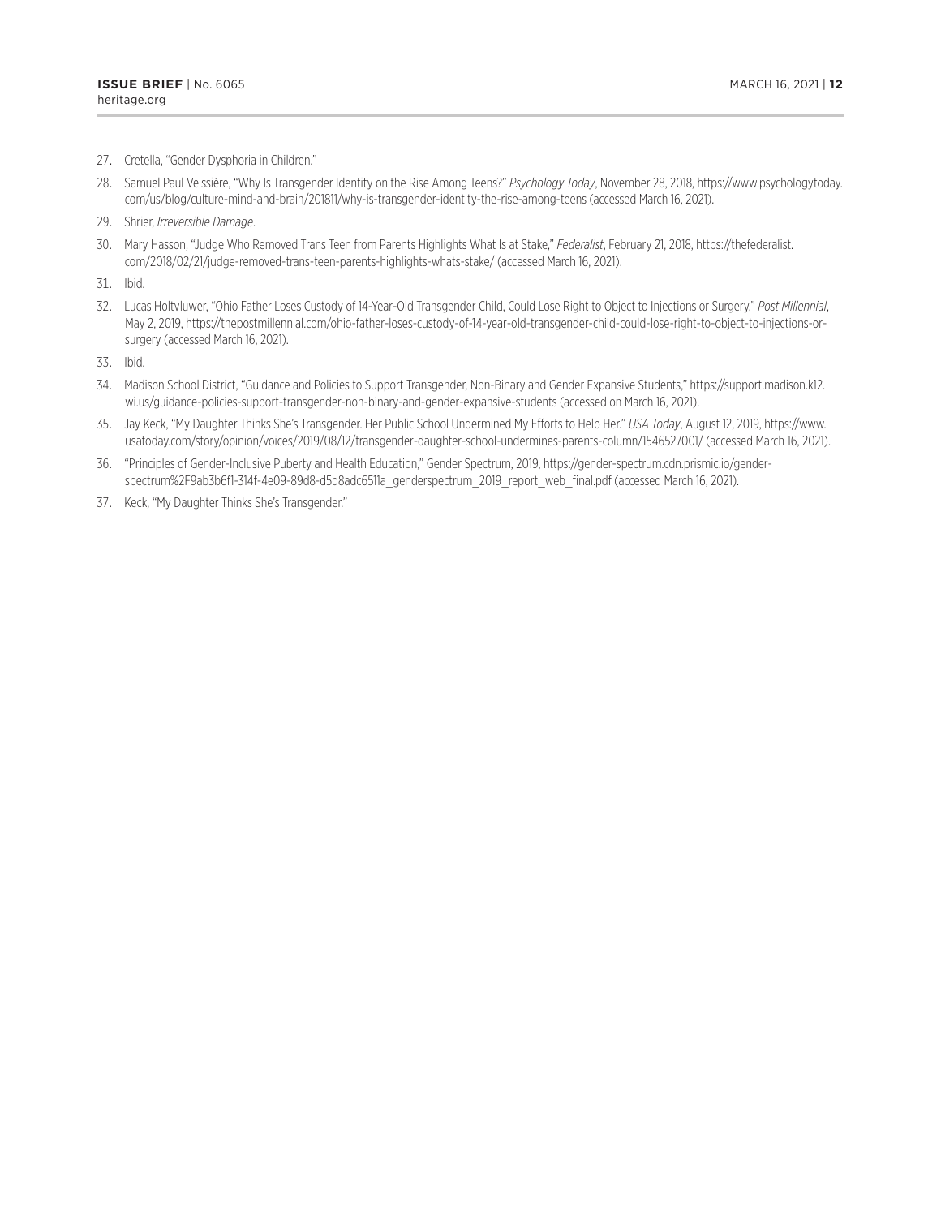27. Cretella, "Gender Dysphoria in Children."
28. Samuel Paul Veissière, "Why Is Transgender Identity on the Rise Among Teens?" *Psychology Today*, November 28, 2018, https://www.psychologytoday.com/us/blog/culture-mind-and-brain/201811/why-is-transgender-identity-the-rise-among-teens (accessed March 16, 2021).
29. Shrier, *Irreversible Damage*.
30. Mary Hasson, "Judge Who Removed Trans Teen from Parents Highlights What Is at Stake," *Federalist*, February 21, 2018, https://thefederalist.com/2018/02/21/judge-removed-trans-teen-parents-highlights-whats-stake/ (accessed March 16, 2021).
31. Ibid.
32. Lucas Holtvluwer, "Ohio Father Loses Custody of 14-Year-Old Transgender Child, Could Lose Right to Object to Injections or Surgery," *Post Millennial*, May 2, 2019, https://thepostmillennial.com/ohio-father-loses-custody-of-14-year-old-transgender-child-could-lose-right-to-object-to-injections-or-surgery (accessed March 16, 2021).
33. Ibid.
34. Madison School District, "Guidance and Policies to Support Transgender, Non-Binary and Gender Expansive Students," https://support.madison.k12.wi.us/guidance-policies-support-transgender-non-binary-and-gender-expansive-students (accessed on March 16, 2021).
35. Jay Keck, "My Daughter Thinks She's Transgender. Her Public School Undermined My Efforts to Help Her." *USA Today*, August 12, 2019, https://www.usatoday.com/story/opinion/voices/2019/08/12/transgender-daughter-school-undermines-parents-column/1546527001/ (accessed March 16, 2021).
36. "Principles of Gender-Inclusive Puberty and Health Education," Gender Spectrum, 2019, https://gender-spectrum.cdn.prismic.io/gender-spectrum%2F9ab3b6f1-314f-4e09-89d8-d5d8adc6511a_genderspectrum_2019_report_web_final.pdf (accessed March 16, 2021).
37. Keck, "My Daughter Thinks She's Transgender."